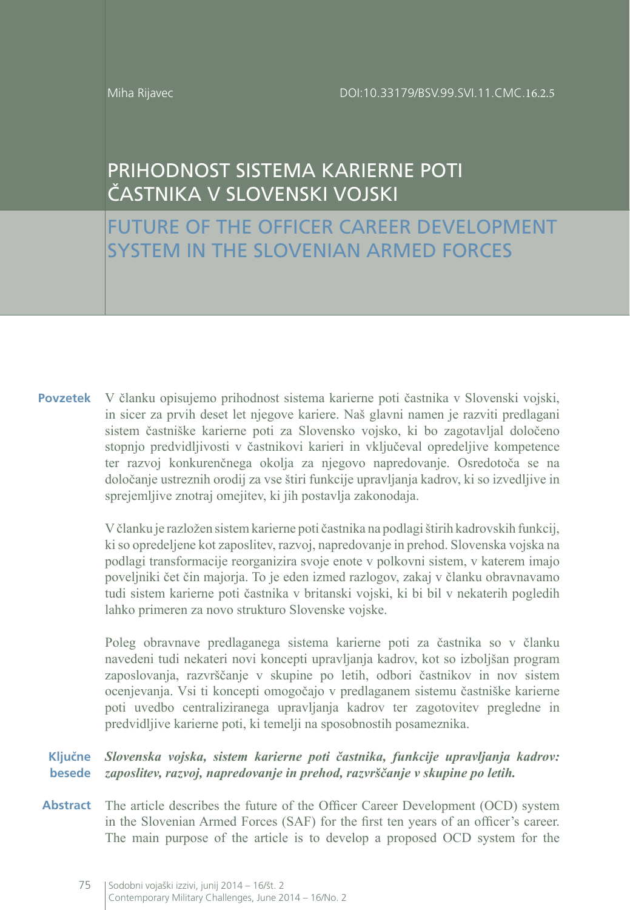Miha Rijavec

DOI:10.33179/BSV.99.SVI.11.CMC.16.2.5

# PRIHODNOST SISTEMA KARIERNE POTI ČASTNIKA V SLOVENSKI VOJSKI

# FUTURE OF THE OFFICER CAREER DEVELOPMENT SYSTEM IN THE SLOVENIAN ARMED FORCES

**Povzetek** V članku opisujemo prihodnost sistema karierne poti častnika v Slovenski vojski, in sicer za prvih deset let njegove kariere. Naš glavni namen je razviti predlagani sistem častniške karierne poti za Slovensko vojsko, ki bo zagotavljal določeno stopnjo predvidljivosti v častnikovi karieri in vključeval opredeljive kompetence ter razvoj konkurenčnega okolja za njegovo napredovanje. Osredotoča se na določanje ustreznih orodij za vse štiri funkcije upravljanja kadrov, ki so izvedljive in sprejemljive znotraj omejitev, ki jih postavlja zakonodaja.

V članku je razložen sistem karierne poti častnika na podlagi štirih kadrovskih funkcij, ki so opredeljene kot zaposlitev, razvoj, napredovanje in prehod. Slovenska vojska na podlagi transformacije reorganizira svoje enote v polkovni sistem, v katerem imajo poveljniki čet čin majorja. To je eden izmed razlogov, zakaj v članku obravnavamo tudi sistem karierne poti častnika v britanski vojski, ki bi bil v nekaterih pogledih lahko primeren za novo strukturo Slovenske vojske.

Poleg obravnave predlaganega sistema karierne poti za častnika so v članku navedeni tudi nekateri novi koncepti upravljanja kadrov, kot so izboljšan program zaposlovanja, razvrščanje v skupine po letih, odbori častnikov in nov sistem ocenjevanja. Vsi ti koncepti omogočajo v predlaganem sistemu častniške karierne poti uvedbo centraliziranega upravljanja kadrov ter zagotovitev pregledne in predvidljive karierne poti, ki temelji na sposobnostih posameznika.

**Ključne besede** ***Slovenska vojska, sistem karierne poti častnika, funkcije upravljanja kadrov: zaposlitev, razvoj, napredovanje in prehod, razvrščanje v skupine po letih.***

**Abstract** The article describes the future of the Officer Career Development (OCD) system in the Slovenian Armed Forces (SAF) for the first ten years of an officer's career. The main purpose of the article is to develop a proposed OCD system for the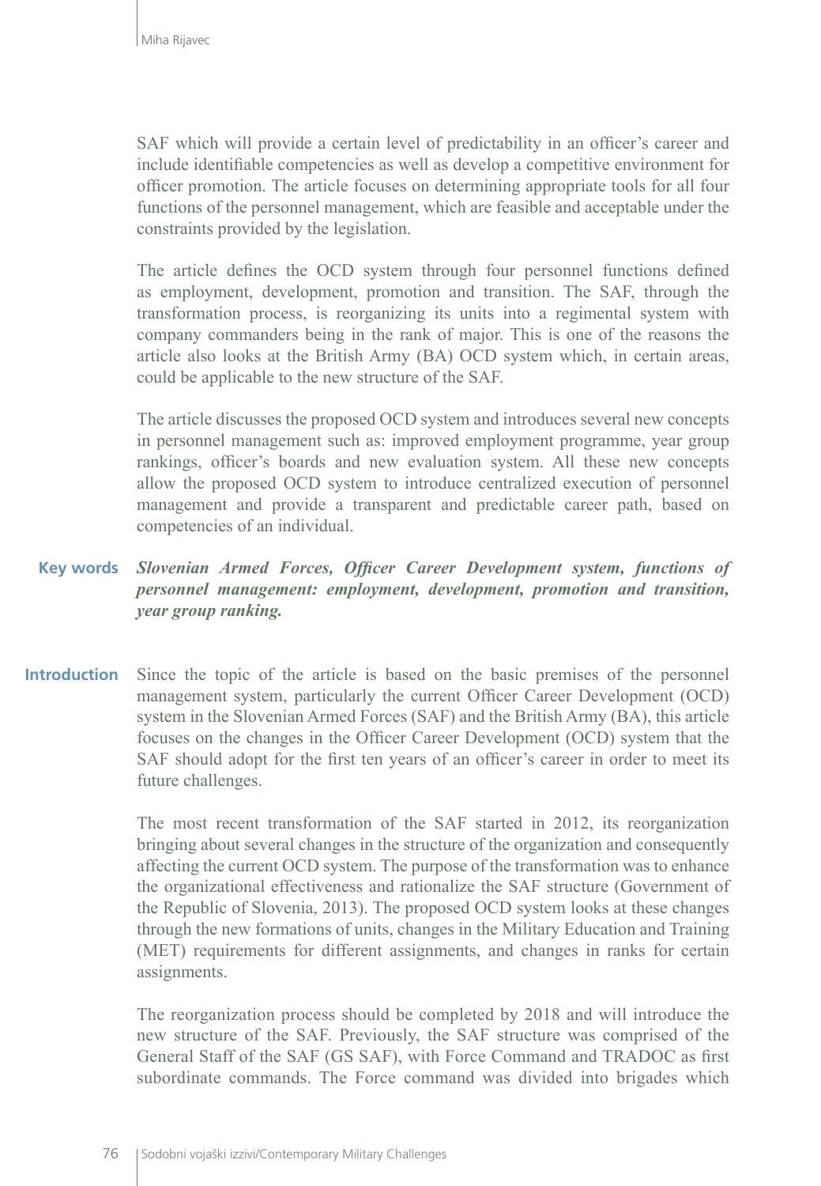SAF which will provide a certain level of predictability in an officer's career and include identifiable competencies as well as develop a competitive environment for officer promotion. The article focuses on determining appropriate tools for all four functions of the personnel management, which are feasible and acceptable under the constraints provided by the legislation.

The article defines the OCD system through four personnel functions defined as employment, development, promotion and transition. The SAF, through the transformation process, is reorganizing its units into a regimental system with company commanders being in the rank of major. This is one of the reasons the article also looks at the British Army (BA) OCD system which, in certain areas, could be applicable to the new structure of the SAF.

The article discusses the proposed OCD system and introduces several new concepts in personnel management such as: improved employment programme, year group rankings, officer's boards and new evaluation system. All these new concepts allow the proposed OCD system to introduce centralized execution of personnel management and provide a transparent and predictable career path, based on competencies of an individual.

**Key words** ***Slovenian Armed Forces, Officer Career Development system, functions of personnel management: employment, development, promotion and transition, year group ranking.***

## Introduction

Since the topic of the article is based on the basic premises of the personnel management system, particularly the current Officer Career Development (OCD) system in the Slovenian Armed Forces (SAF) and the British Army (BA), this article focuses on the changes in the Officer Career Development (OCD) system that the SAF should adopt for the first ten years of an officer's career in order to meet its future challenges.

The most recent transformation of the SAF started in 2012, its reorganization bringing about several changes in the structure of the organization and consequently affecting the current OCD system. The purpose of the transformation was to enhance the organizational effectiveness and rationalize the SAF structure (Government of the Republic of Slovenia, 2013). The proposed OCD system looks at these changes through the new formations of units, changes in the Military Education and Training (MET) requirements for different assignments, and changes in ranks for certain assignments.

The reorganization process should be completed by 2018 and will introduce the new structure of the SAF. Previously, the SAF structure was comprised of the General Staff of the SAF (GS SAF), with Force Command and TRADOC as first subordinate commands. The Force command was divided into brigades which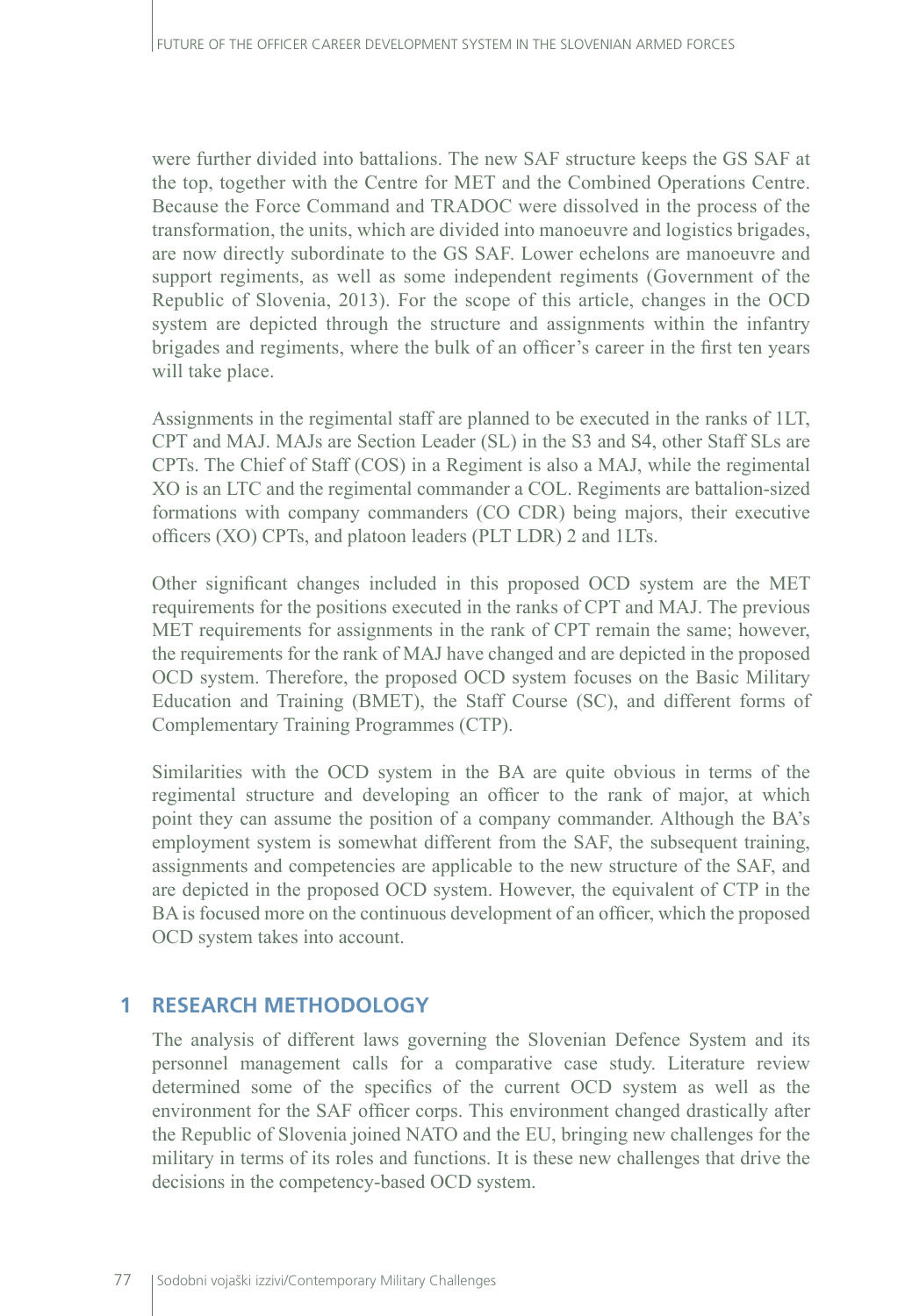were further divided into battalions. The new SAF structure keeps the GS SAF at the top, together with the Centre for MET and the Combined Operations Centre. Because the Force Command and TRADOC were dissolved in the process of the transformation, the units, which are divided into manoeuvre and logistics brigades, are now directly subordinate to the GS SAF. Lower echelons are manoeuvre and support regiments, as well as some independent regiments (Government of the Republic of Slovenia, 2013). For the scope of this article, changes in the OCD system are depicted through the structure and assignments within the infantry brigades and regiments, where the bulk of an officer's career in the first ten years will take place.

Assignments in the regimental staff are planned to be executed in the ranks of 1LT, CPT and MAJ. MAJs are Section Leader (SL) in the S3 and S4, other Staff SLs are CPTs. The Chief of Staff (COS) in a Regiment is also a MAJ, while the regimental XO is an LTC and the regimental commander a COL. Regiments are battalion-sized formations with company commanders (CO CDR) being majors, their executive officers (XO) CPTs, and platoon leaders (PLT LDR) 2 and 1LTs.

Other significant changes included in this proposed OCD system are the MET requirements for the positions executed in the ranks of CPT and MAJ. The previous MET requirements for assignments in the rank of CPT remain the same; however, the requirements for the rank of MAJ have changed and are depicted in the proposed OCD system. Therefore, the proposed OCD system focuses on the Basic Military Education and Training (BMET), the Staff Course (SC), and different forms of Complementary Training Programmes (CTP).

Similarities with the OCD system in the BA are quite obvious in terms of the regimental structure and developing an officer to the rank of major, at which point they can assume the position of a company commander. Although the BA's employment system is somewhat different from the SAF, the subsequent training, assignments and competencies are applicable to the new structure of the SAF, and are depicted in the proposed OCD system. However, the equivalent of CTP in the BA is focused more on the continuous development of an officer, which the proposed OCD system takes into account.

## 1 RESEARCH METHODOLOGY

The analysis of different laws governing the Slovenian Defence System and its personnel management calls for a comparative case study. Literature review determined some of the specifics of the current OCD system as well as the environment for the SAF officer corps. This environment changed drastically after the Republic of Slovenia joined NATO and the EU, bringing new challenges for the military in terms of its roles and functions. It is these new challenges that drive the decisions in the competency-based OCD system.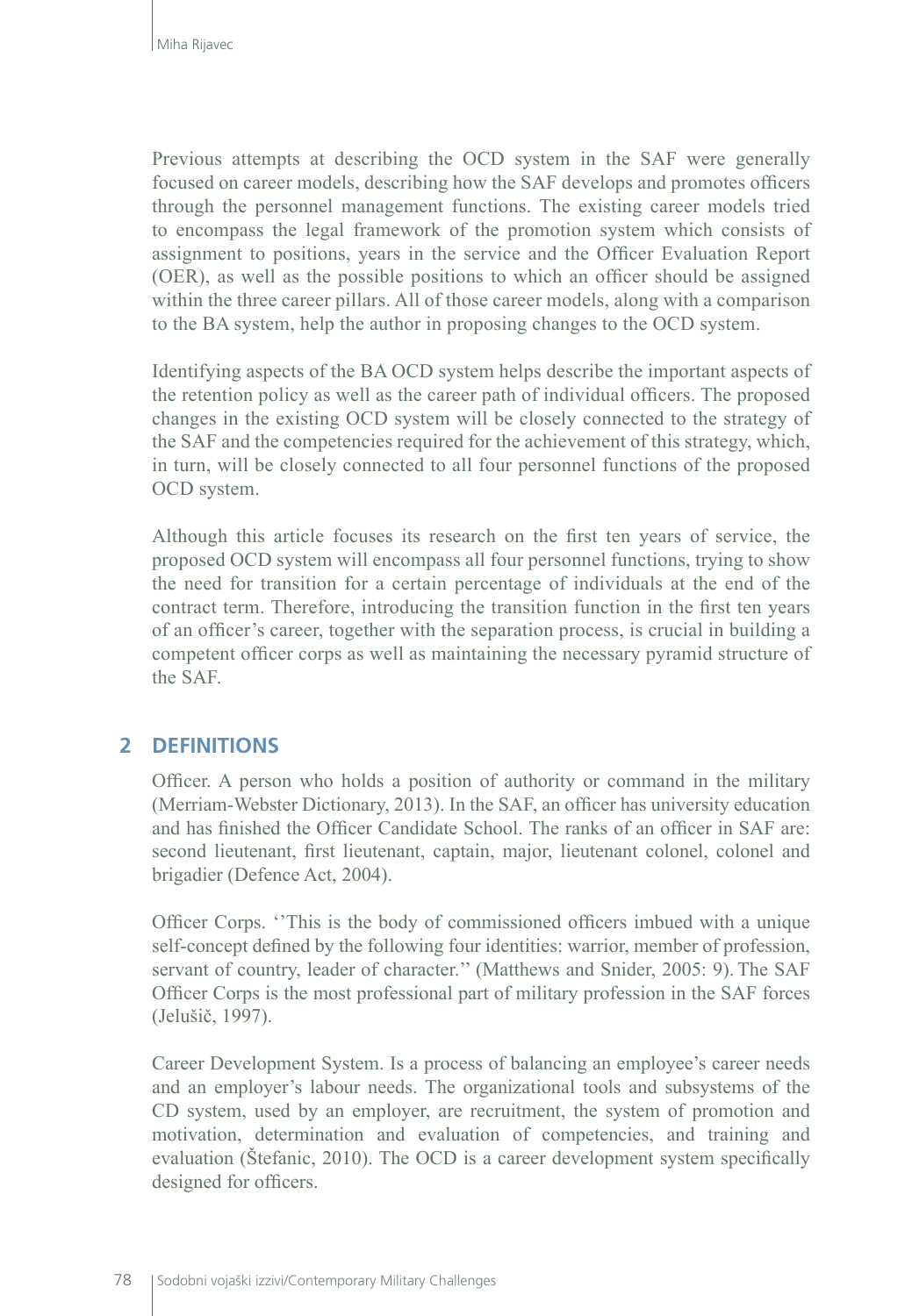Previous attempts at describing the OCD system in the SAF were generally focused on career models, describing how the SAF develops and promotes officers through the personnel management functions. The existing career models tried to encompass the legal framework of the promotion system which consists of assignment to positions, years in the service and the Officer Evaluation Report (OER), as well as the possible positions to which an officer should be assigned within the three career pillars. All of those career models, along with a comparison to the BA system, help the author in proposing changes to the OCD system.

Identifying aspects of the BA OCD system helps describe the important aspects of the retention policy as well as the career path of individual officers. The proposed changes in the existing OCD system will be closely connected to the strategy of the SAF and the competencies required for the achievement of this strategy, which, in turn, will be closely connected to all four personnel functions of the proposed OCD system.

Although this article focuses its research on the first ten years of service, the proposed OCD system will encompass all four personnel functions, trying to show the need for transition for a certain percentage of individuals at the end of the contract term. Therefore, introducing the transition function in the first ten years of an officer's career, together with the separation process, is crucial in building a competent officer corps as well as maintaining the necessary pyramid structure of the SAF.

## 2 DEFINITIONS

Officer. A person who holds a position of authority or command in the military (Merriam-Webster Dictionary, 2013). In the SAF, an officer has university education and has finished the Officer Candidate School. The ranks of an officer in SAF are: second lieutenant, first lieutenant, captain, major, lieutenant colonel, colonel and brigadier (Defence Act, 2004).

Officer Corps. ''This is the body of commissioned officers imbued with a unique self-concept defined by the following four identities: warrior, member of profession, servant of country, leader of character.'' (Matthews and Snider, 2005: 9). The SAF Officer Corps is the most professional part of military profession in the SAF forces (Jelušič, 1997).

Career Development System. Is a process of balancing an employee's career needs and an employer's labour needs. The organizational tools and subsystems of the CD system, used by an employer, are recruitment, the system of promotion and motivation, determination and evaluation of competencies, and training and evaluation (Štefanic, 2010). The OCD is a career development system specifically designed for officers.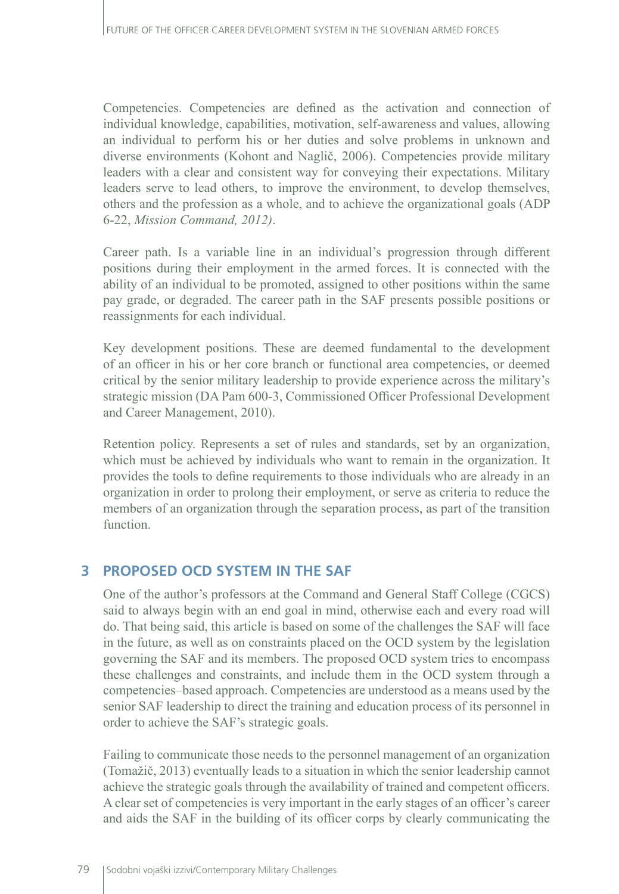Competencies. Competencies are defined as the activation and connection of individual knowledge, capabilities, motivation, self-awareness and values, allowing an individual to perform his or her duties and solve problems in unknown and diverse environments (Kohont and Naglič, 2006). Competencies provide military leaders with a clear and consistent way for conveying their expectations. Military leaders serve to lead others, to improve the environment, to develop themselves, others and the profession as a whole, and to achieve the organizational goals (ADP 6-22, *Mission Command, 2012)*.

Career path. Is a variable line in an individual's progression through different positions during their employment in the armed forces. It is connected with the ability of an individual to be promoted, assigned to other positions within the same pay grade, or degraded. The career path in the SAF presents possible positions or reassignments for each individual.

Key development positions. These are deemed fundamental to the development of an officer in his or her core branch or functional area competencies, or deemed critical by the senior military leadership to provide experience across the military's strategic mission (DA Pam 600-3, Commissioned Officer Professional Development and Career Management, 2010).

Retention policy. Represents a set of rules and standards, set by an organization, which must be achieved by individuals who want to remain in the organization. It provides the tools to define requirements to those individuals who are already in an organization in order to prolong their employment, or serve as criteria to reduce the members of an organization through the separation process, as part of the transition function.

## 3 PROPOSED OCD SYSTEM IN THE SAF

One of the author's professors at the Command and General Staff College (CGCS) said to always begin with an end goal in mind, otherwise each and every road will do. That being said, this article is based on some of the challenges the SAF will face in the future, as well as on constraints placed on the OCD system by the legislation governing the SAF and its members. The proposed OCD system tries to encompass these challenges and constraints, and include them in the OCD system through a competencies–based approach. Competencies are understood as a means used by the senior SAF leadership to direct the training and education process of its personnel in order to achieve the SAF's strategic goals.

Failing to communicate those needs to the personnel management of an organization (Tomažič, 2013) eventually leads to a situation in which the senior leadership cannot achieve the strategic goals through the availability of trained and competent officers. A clear set of competencies is very important in the early stages of an officer's career and aids the SAF in the building of its officer corps by clearly communicating the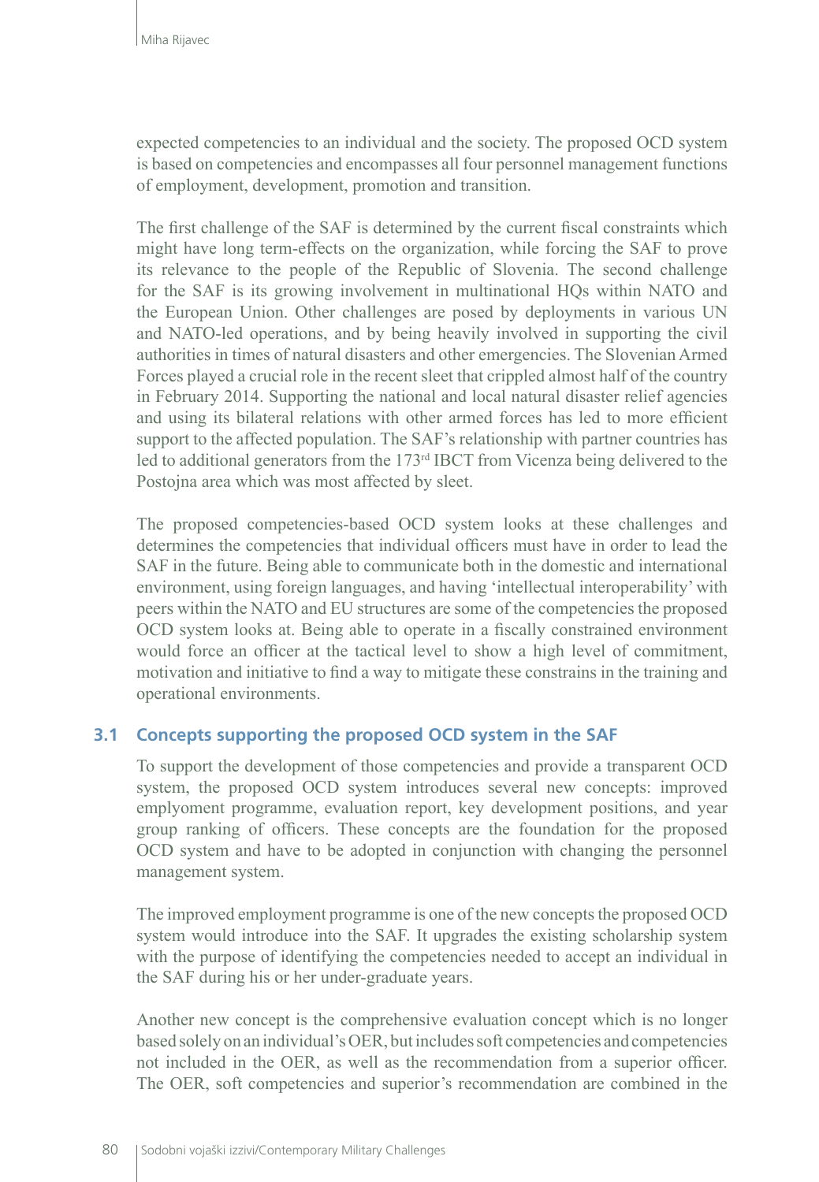expected competencies to an individual and the society. The proposed OCD system is based on competencies and encompasses all four personnel management functions of employment, development, promotion and transition.

The first challenge of the SAF is determined by the current fiscal constraints which might have long term-effects on the organization, while forcing the SAF to prove its relevance to the people of the Republic of Slovenia. The second challenge for the SAF is its growing involvement in multinational HQs within NATO and the European Union. Other challenges are posed by deployments in various UN and NATO-led operations, and by being heavily involved in supporting the civil authorities in times of natural disasters and other emergencies. The Slovenian Armed Forces played a crucial role in the recent sleet that crippled almost half of the country in February 2014. Supporting the national and local natural disaster relief agencies and using its bilateral relations with other armed forces has led to more efficient support to the affected population. The SAF's relationship with partner countries has led to additional generators from the 173rd IBCT from Vicenza being delivered to the Postojna area which was most affected by sleet.

The proposed competencies-based OCD system looks at these challenges and determines the competencies that individual officers must have in order to lead the SAF in the future. Being able to communicate both in the domestic and international environment, using foreign languages, and having 'intellectual interoperability' with peers within the NATO and EU structures are some of the competencies the proposed OCD system looks at. Being able to operate in a fiscally constrained environment would force an officer at the tactical level to show a high level of commitment, motivation and initiative to find a way to mitigate these constrains in the training and operational environments.

### 3.1 Concepts supporting the proposed OCD system in the SAF

To support the development of those competencies and provide a transparent OCD system, the proposed OCD system introduces several new concepts: improved emplyoment programme, evaluation report, key development positions, and year group ranking of officers. These concepts are the foundation for the proposed OCD system and have to be adopted in conjunction with changing the personnel management system.

The improved employment programme is one of the new concepts the proposed OCD system would introduce into the SAF. It upgrades the existing scholarship system with the purpose of identifying the competencies needed to accept an individual in the SAF during his or her under-graduate years.

Another new concept is the comprehensive evaluation concept which is no longer based solely on an individual's OER, but includes soft competencies and competencies not included in the OER, as well as the recommendation from a superior officer. The OER, soft competencies and superior's recommendation are combined in the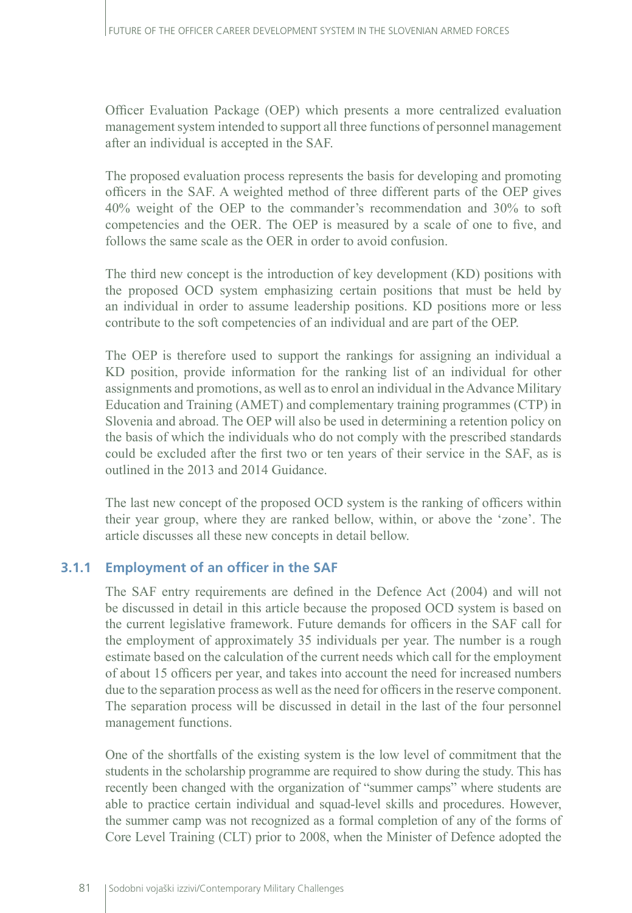Officer Evaluation Package (OEP) which presents a more centralized evaluation management system intended to support all three functions of personnel management after an individual is accepted in the SAF.

The proposed evaluation process represents the basis for developing and promoting officers in the SAF. A weighted method of three different parts of the OEP gives 40% weight of the OEP to the commander's recommendation and 30% to soft competencies and the OER. The OEP is measured by a scale of one to five, and follows the same scale as the OER in order to avoid confusion.

The third new concept is the introduction of key development (KD) positions with the proposed OCD system emphasizing certain positions that must be held by an individual in order to assume leadership positions. KD positions more or less contribute to the soft competencies of an individual and are part of the OEP.

The OEP is therefore used to support the rankings for assigning an individual a KD position, provide information for the ranking list of an individual for other assignments and promotions, as well as to enrol an individual in the Advance Military Education and Training (AMET) and complementary training programmes (CTP) in Slovenia and abroad. The OEP will also be used in determining a retention policy on the basis of which the individuals who do not comply with the prescribed standards could be excluded after the first two or ten years of their service in the SAF, as is outlined in the 2013 and 2014 Guidance.

The last new concept of the proposed OCD system is the ranking of officers within their year group, where they are ranked bellow, within, or above the 'zone'. The article discusses all these new concepts in detail bellow.

### 3.1.1 Employment of an officer in the SAF

The SAF entry requirements are defined in the Defence Act (2004) and will not be discussed in detail in this article because the proposed OCD system is based on the current legislative framework. Future demands for officers in the SAF call for the employment of approximately 35 individuals per year. The number is a rough estimate based on the calculation of the current needs which call for the employment of about 15 officers per year, and takes into account the need for increased numbers due to the separation process as well as the need for officers in the reserve component. The separation process will be discussed in detail in the last of the four personnel management functions.

One of the shortfalls of the existing system is the low level of commitment that the students in the scholarship programme are required to show during the study. This has recently been changed with the organization of "summer camps" where students are able to practice certain individual and squad-level skills and procedures. However, the summer camp was not recognized as a formal completion of any of the forms of Core Level Training (CLT) prior to 2008, when the Minister of Defence adopted the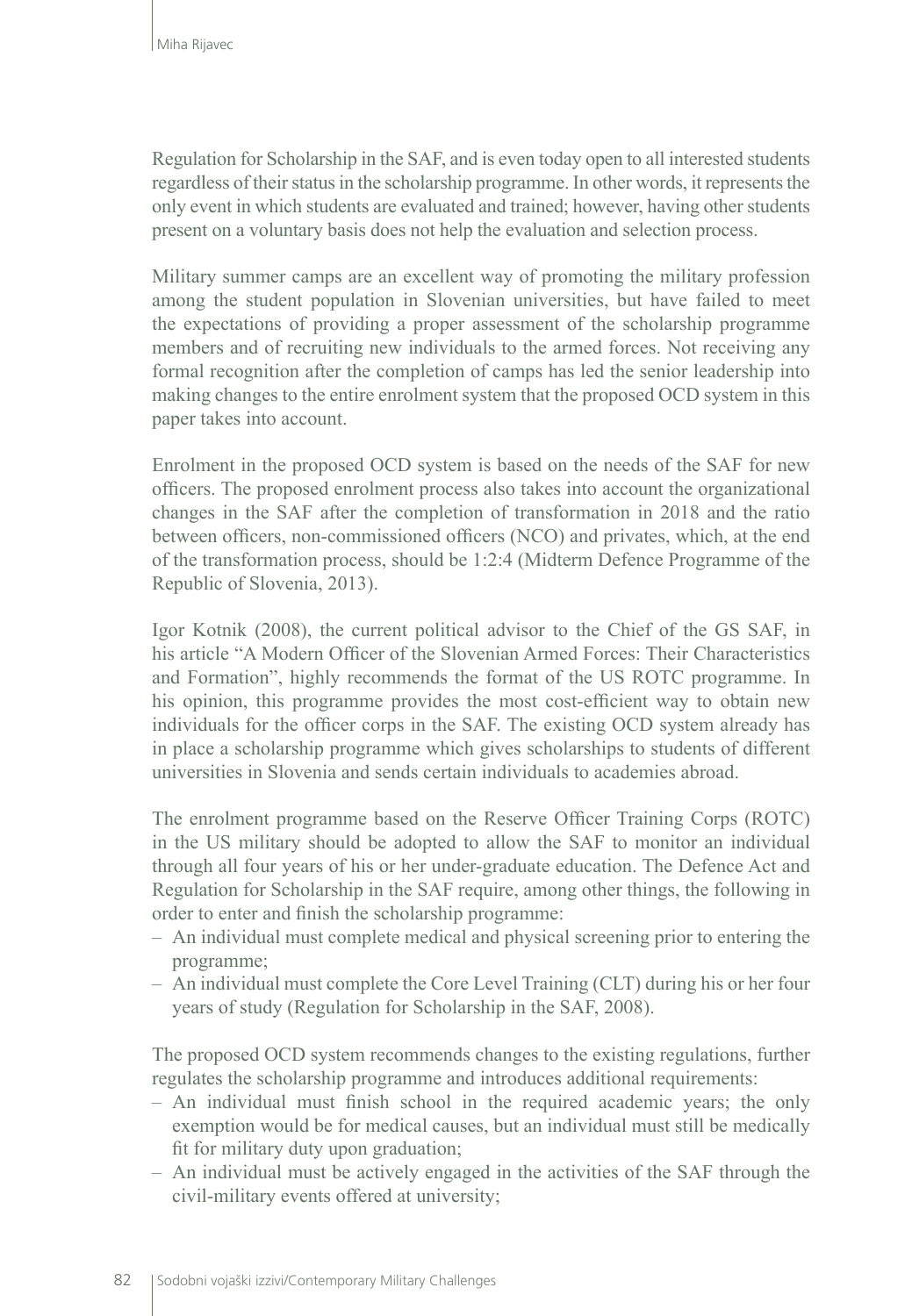Regulation for Scholarship in the SAF, and is even today open to all interested students regardless of their status in the scholarship programme. In other words, it represents the only event in which students are evaluated and trained; however, having other students present on a voluntary basis does not help the evaluation and selection process.

Military summer camps are an excellent way of promoting the military profession among the student population in Slovenian universities, but have failed to meet the expectations of providing a proper assessment of the scholarship programme members and of recruiting new individuals to the armed forces. Not receiving any formal recognition after the completion of camps has led the senior leadership into making changes to the entire enrolment system that the proposed OCD system in this paper takes into account.

Enrolment in the proposed OCD system is based on the needs of the SAF for new officers. The proposed enrolment process also takes into account the organizational changes in the SAF after the completion of transformation in 2018 and the ratio between officers, non-commissioned officers (NCO) and privates, which, at the end of the transformation process, should be 1:2:4 (Midterm Defence Programme of the Republic of Slovenia, 2013).

Igor Kotnik (2008), the current political advisor to the Chief of the GS SAF, in his article "A Modern Officer of the Slovenian Armed Forces: Their Characteristics and Formation", highly recommends the format of the US ROTC programme. In his opinion, this programme provides the most cost-efficient way to obtain new individuals for the officer corps in the SAF. The existing OCD system already has in place a scholarship programme which gives scholarships to students of different universities in Slovenia and sends certain individuals to academies abroad.

The enrolment programme based on the Reserve Officer Training Corps (ROTC) in the US military should be adopted to allow the SAF to monitor an individual through all four years of his or her under-graduate education. The Defence Act and Regulation for Scholarship in the SAF require, among other things, the following in order to enter and finish the scholarship programme:

- An individual must complete medical and physical screening prior to entering the programme;
- An individual must complete the Core Level Training (CLT) during his or her four years of study (Regulation for Scholarship in the SAF, 2008).

The proposed OCD system recommends changes to the existing regulations, further regulates the scholarship programme and introduces additional requirements:

- An individual must finish school in the required academic years; the only exemption would be for medical causes, but an individual must still be medically fit for military duty upon graduation;
- An individual must be actively engaged in the activities of the SAF through the civil-military events offered at university;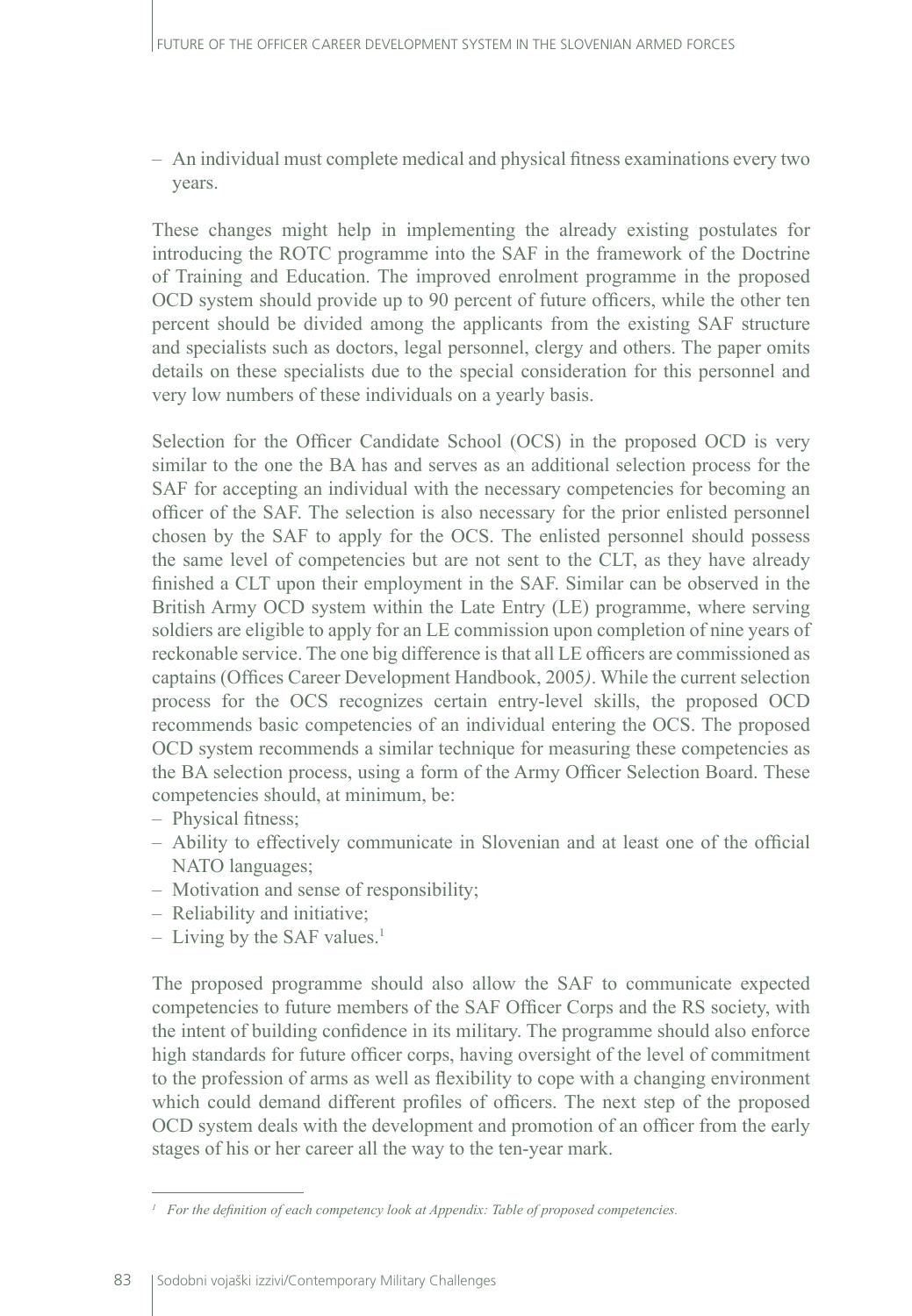– An individual must complete medical and physical fitness examinations every two years.

These changes might help in implementing the already existing postulates for introducing the ROTC programme into the SAF in the framework of the Doctrine of Training and Education. The improved enrolment programme in the proposed OCD system should provide up to 90 percent of future officers, while the other ten percent should be divided among the applicants from the existing SAF structure and specialists such as doctors, legal personnel, clergy and others. The paper omits details on these specialists due to the special consideration for this personnel and very low numbers of these individuals on a yearly basis.

Selection for the Officer Candidate School (OCS) in the proposed OCD is very similar to the one the BA has and serves as an additional selection process for the SAF for accepting an individual with the necessary competencies for becoming an officer of the SAF. The selection is also necessary for the prior enlisted personnel chosen by the SAF to apply for the OCS. The enlisted personnel should possess the same level of competencies but are not sent to the CLT, as they have already finished a CLT upon their employment in the SAF. Similar can be observed in the British Army OCD system within the Late Entry (LE) programme, where serving soldiers are eligible to apply for an LE commission upon completion of nine years of reckonable service. The one big difference is that all LE officers are commissioned as captains (Offices Career Development Handbook, 2005*)*. While the current selection process for the OCS recognizes certain entry-level skills, the proposed OCD recommends basic competencies of an individual entering the OCS. The proposed OCD system recommends a similar technique for measuring these competencies as the BA selection process, using a form of the Army Officer Selection Board. These competencies should, at minimum, be:

– Physical fitness;
– Ability to effectively communicate in Slovenian and at least one of the official NATO languages;
– Motivation and sense of responsibility;
– Reliability and initiative;
– Living by the SAF values.[1]

The proposed programme should also allow the SAF to communicate expected competencies to future members of the SAF Officer Corps and the RS society, with the intent of building confidence in its military. The programme should also enforce high standards for future officer corps, having oversight of the level of commitment to the profession of arms as well as flexibility to cope with a changing environment which could demand different profiles of officers. The next step of the proposed OCD system deals with the development and promotion of an officer from the early stages of his or her career all the way to the ten-year mark.

[1] *For the definition of each competency look at Appendix: Table of proposed competencies.*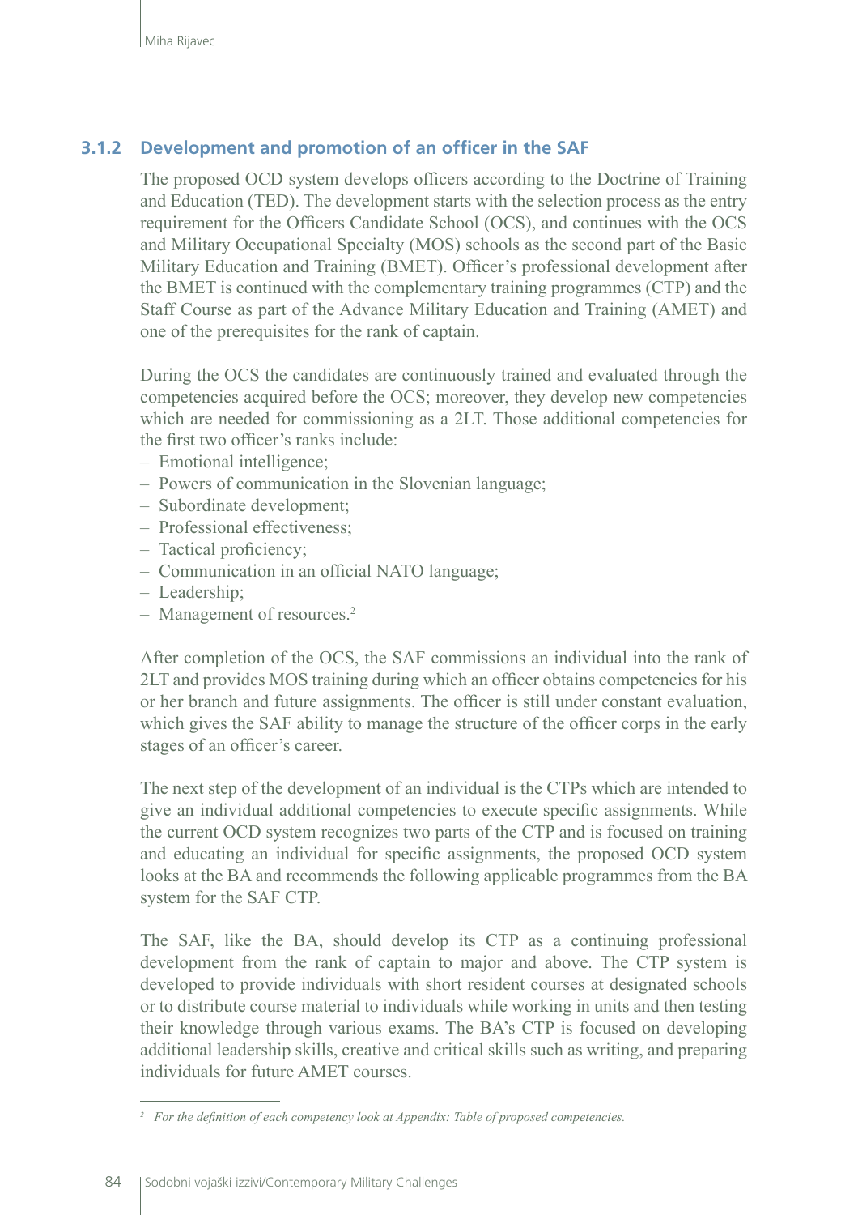### 3.1.2 Development and promotion of an officer in the SAF

The proposed OCD system develops officers according to the Doctrine of Training and Education (TED). The development starts with the selection process as the entry requirement for the Officers Candidate School (OCS), and continues with the OCS and Military Occupational Specialty (MOS) schools as the second part of the Basic Military Education and Training (BMET). Officer's professional development after the BMET is continued with the complementary training programmes (CTP) and the Staff Course as part of the Advance Military Education and Training (AMET) and one of the prerequisites for the rank of captain.

During the OCS the candidates are continuously trained and evaluated through the competencies acquired before the OCS; moreover, they develop new competencies which are needed for commissioning as a 2LT. Those additional competencies for the first two officer's ranks include:

– Emotional intelligence;
– Powers of communication in the Slovenian language;
– Subordinate development;
– Professional effectiveness;
– Tactical proficiency;
– Communication in an official NATO language;
– Leadership;
– Management of resources.[2]

After completion of the OCS, the SAF commissions an individual into the rank of 2LT and provides MOS training during which an officer obtains competencies for his or her branch and future assignments. The officer is still under constant evaluation, which gives the SAF ability to manage the structure of the officer corps in the early stages of an officer's career.

The next step of the development of an individual is the CTPs which are intended to give an individual additional competencies to execute specific assignments. While the current OCD system recognizes two parts of the CTP and is focused on training and educating an individual for specific assignments, the proposed OCD system looks at the BA and recommends the following applicable programmes from the BA system for the SAF CTP.

The SAF, like the BA, should develop its CTP as a continuing professional development from the rank of captain to major and above. The CTP system is developed to provide individuals with short resident courses at designated schools or to distribute course material to individuals while working in units and then testing their knowledge through various exams. The BA's CTP is focused on developing additional leadership skills, creative and critical skills such as writing, and preparing individuals for future AMET courses.

---

[2] *For the definition of each competency look at Appendix: Table of proposed competencies.*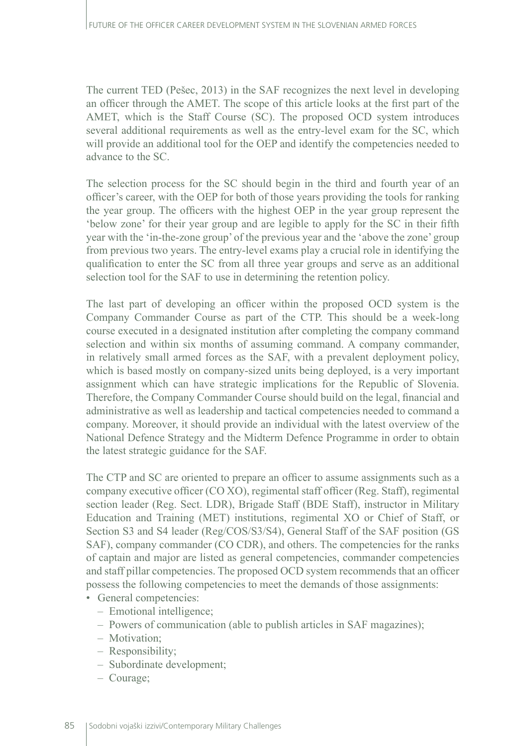The current TED (Pešec, 2013) in the SAF recognizes the next level in developing an officer through the AMET. The scope of this article looks at the first part of the AMET, which is the Staff Course (SC). The proposed OCD system introduces several additional requirements as well as the entry-level exam for the SC, which will provide an additional tool for the OEP and identify the competencies needed to advance to the SC.

The selection process for the SC should begin in the third and fourth year of an officer's career, with the OEP for both of those years providing the tools for ranking the year group. The officers with the highest OEP in the year group represent the 'below zone' for their year group and are legible to apply for the SC in their fifth year with the 'in-the-zone group' of the previous year and the 'above the zone' group from previous two years. The entry-level exams play a crucial role in identifying the qualification to enter the SC from all three year groups and serve as an additional selection tool for the SAF to use in determining the retention policy.

The last part of developing an officer within the proposed OCD system is the Company Commander Course as part of the CTP. This should be a week-long course executed in a designated institution after completing the company command selection and within six months of assuming command. A company commander, in relatively small armed forces as the SAF, with a prevalent deployment policy, which is based mostly on company-sized units being deployed, is a very important assignment which can have strategic implications for the Republic of Slovenia. Therefore, the Company Commander Course should build on the legal, financial and administrative as well as leadership and tactical competencies needed to command a company. Moreover, it should provide an individual with the latest overview of the National Defence Strategy and the Midterm Defence Programme in order to obtain the latest strategic guidance for the SAF.

The CTP and SC are oriented to prepare an officer to assume assignments such as a company executive officer (CO XO), regimental staff officer (Reg. Staff), regimental section leader (Reg. Sect. LDR), Brigade Staff (BDE Staff), instructor in Military Education and Training (MET) institutions, regimental XO or Chief of Staff, or Section S3 and S4 leader (Reg/COS/S3/S4), General Staff of the SAF position (GS SAF), company commander (CO CDR), and others. The competencies for the ranks of captain and major are listed as general competencies, commander competencies and staff pillar competencies. The proposed OCD system recommends that an officer possess the following competencies to meet the demands of those assignments:

- General competencies:
  - Emotional intelligence;
  - Powers of communication (able to publish articles in SAF magazines);
  - Motivation;
  - Responsibility;
  - Subordinate development;
  - Courage;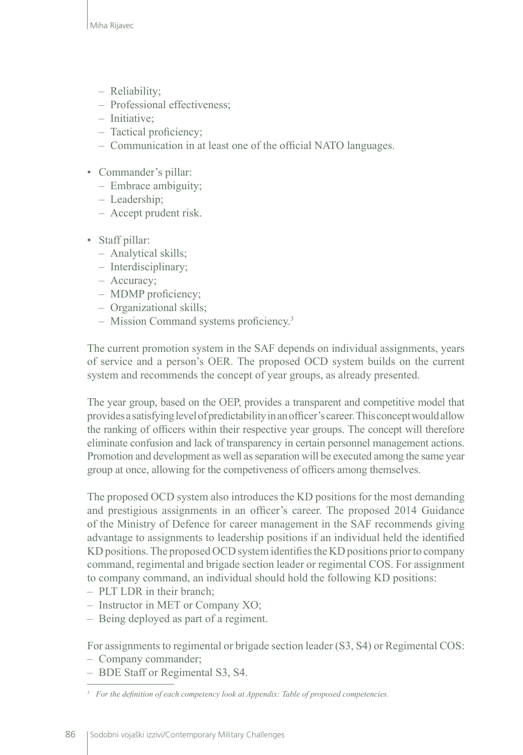- Reliability;
  - Professional effectiveness;
  - Initiative;
  - Tactical proficiency;
  - Communication in at least one of the official NATO languages.

- Commander's pillar:
  - Embrace ambiguity;
  - Leadership;
  - Accept prudent risk.

- Staff pillar:
  - Analytical skills;
  - Interdisciplinary;
  - Accuracy;
  - MDMP proficiency;
  - Organizational skills;
  - Mission Command systems proficiency.[3]

The current promotion system in the SAF depends on individual assignments, years of service and a person's OER. The proposed OCD system builds on the current system and recommends the concept of year groups, as already presented.

The year group, based on the OEP, provides a transparent and competitive model that provides a satisfying level of predictability in an officer's career. This concept would allow the ranking of officers within their respective year groups. The concept will therefore eliminate confusion and lack of transparency in certain personnel management actions. Promotion and development as well as separation will be executed among the same year group at once, allowing for the competiveness of officers among themselves.

The proposed OCD system also introduces the KD positions for the most demanding and prestigious assignments in an officer's career. The proposed 2014 Guidance of the Ministry of Defence for career management in the SAF recommends giving advantage to assignments to leadership positions if an individual held the identified KD positions. The proposed OCD system identifies the KD positions prior to company command, regimental and brigade section leader or regimental COS. For assignment to company command, an individual should hold the following KD positions:

- PLT LDR in their branch;
- Instructor in MET or Company XO;
- Being deployed as part of a regiment.

For assignments to regimental or brigade section leader (S3, S4) or Regimental COS:

- Company commander;
- BDE Staff or Regimental S3, S4.

[3] *For the definition of each competency look at Appendix: Table of proposed competencies.*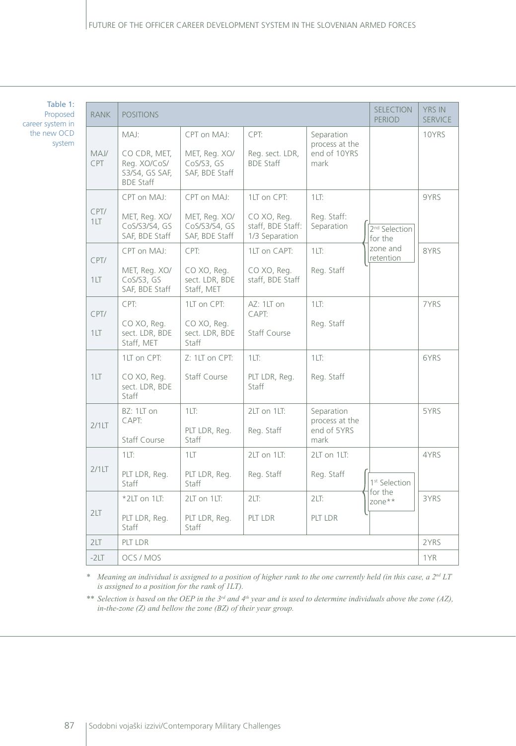Table 1: Proposed career system in the new OCD system

| RANK | POSITIONS | | | | SELECTION PERIOD | YRS IN SERVICE |
|---|---|---|---|---|---|---|
| MAJ/ CPT | MAJ: CO CDR, MET, Reg. XO/CoS/ S3/S4, GS SAF, BDE Staff | CPT on MAJ: MET, Reg. XO/ CoS/S3, GS SAF, BDE Staff | CPT: Reg. sect. LDR, BDE Staff | Separation process at the end of 10YRS mark | | 10YRS |
| CPT/ 1LT | CPT on MAJ: MET, Reg. XO/ CoS/S3/S4, GS SAF, BDE Staff | CPT on MAJ: MET, Reg. XO/ CoS/S3/S4, GS SAF, BDE Staff | 1LT on CPT: CO XO, Reg. staff, BDE Staff: 1/3 Separation | 1LT: Reg. Staff: Separation | 2nd Selection for the zone and retention | 9YRS |
| CPT/ 1LT | CPT on MAJ: MET, Reg. XO/ CoS/S3, GS SAF, BDE Staff | CPT: CO XO, Reg. sect. LDR, BDE Staff, MET | 1LT on CAPT: CO XO, Reg. staff, BDE Staff | 1LT: Reg. Staff | | 8YRS |
| CPT/ 1LT | CPT: CO XO, Reg. sect. LDR, BDE Staff, MET | 1LT on CPT: CO XO, Reg. sect. LDR, BDE Staff | AZ: 1LT on CAPT: Staff Course | 1LT: Reg. Staff | | 7YRS |
| 1LT | 1LT on CPT: CO XO, Reg. sect. LDR, BDE Staff | Z: 1LT on CPT: Staff Course | 1LT: PLT LDR, Reg. Staff | 1LT: Reg. Staff | | 6YRS |
| 2/1LT | BZ: 1LT on CAPT: Staff Course | 1LT: PLT LDR, Reg. Staff | 2LT on 1LT: Reg. Staff | Separation process at the end of 5YRS mark | | 5YRS |
| 2/1LT | 1LT: PLT LDR, Reg. Staff | 1LT PLT LDR, Reg. Staff | 2LT on 1LT: Reg. Staff | 2LT on 1LT: Reg. Staff | 1st Selection for the zone** | 4YRS |
| 2LT | *2LT on 1LT: PLT LDR, Reg. Staff | 2LT on 1LT: PLT LDR, Reg. Staff | 2LT: PLT LDR | 2LT: PLT LDR | | 3YRS |
| 2LT | PLT LDR | | | | | 2YRS |
| -2LT | OCS / MOS | | | | | 1YR |

\* *Meaning an individual is assigned to a position of higher rank to the one currently held (in this case, a 2nd LT is assigned to a position for the rank of 1LT).*

\*\* *Selection is based on the OEP in the 3rd and 4th year and is used to determine individuals above the zone (AZ), in-the-zone (Z) and bellow the zone (BZ) of their year group.*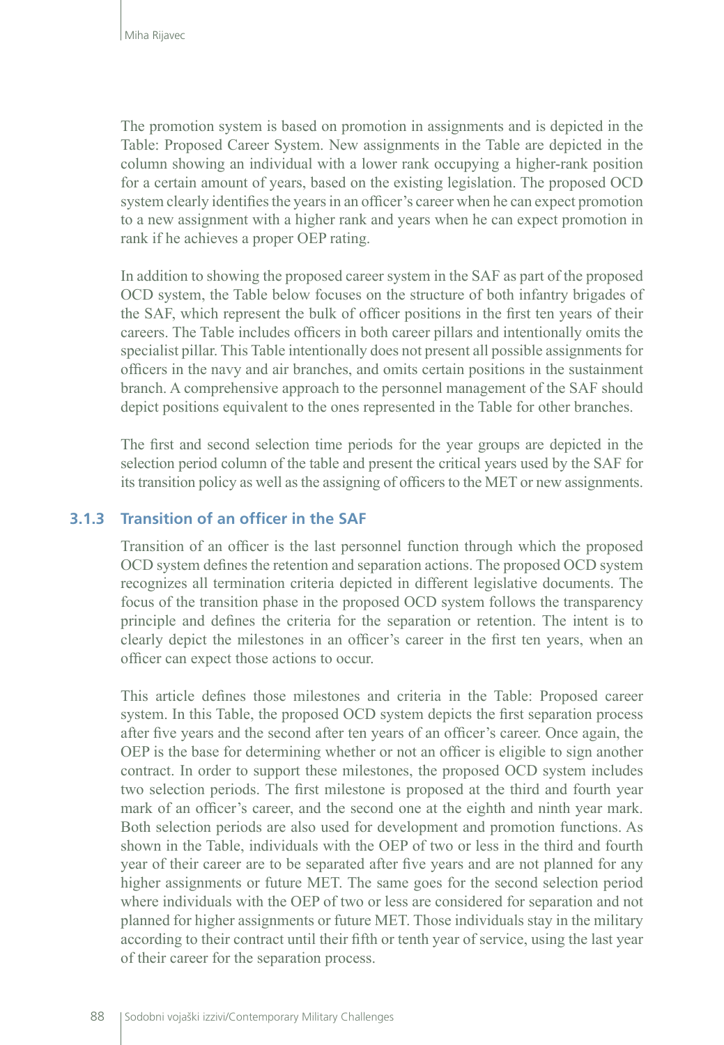The promotion system is based on promotion in assignments and is depicted in the Table: Proposed Career System. New assignments in the Table are depicted in the column showing an individual with a lower rank occupying a higher-rank position for a certain amount of years, based on the existing legislation. The proposed OCD system clearly identifies the years in an officer's career when he can expect promotion to a new assignment with a higher rank and years when he can expect promotion in rank if he achieves a proper OEP rating.

In addition to showing the proposed career system in the SAF as part of the proposed OCD system, the Table below focuses on the structure of both infantry brigades of the SAF, which represent the bulk of officer positions in the first ten years of their careers. The Table includes officers in both career pillars and intentionally omits the specialist pillar. This Table intentionally does not present all possible assignments for officers in the navy and air branches, and omits certain positions in the sustainment branch. A comprehensive approach to the personnel management of the SAF should depict positions equivalent to the ones represented in the Table for other branches.

The first and second selection time periods for the year groups are depicted in the selection period column of the table and present the critical years used by the SAF for its transition policy as well as the assigning of officers to the MET or new assignments.

### 3.1.3 Transition of an officer in the SAF

Transition of an officer is the last personnel function through which the proposed OCD system defines the retention and separation actions. The proposed OCD system recognizes all termination criteria depicted in different legislative documents. The focus of the transition phase in the proposed OCD system follows the transparency principle and defines the criteria for the separation or retention. The intent is to clearly depict the milestones in an officer's career in the first ten years, when an officer can expect those actions to occur.

This article defines those milestones and criteria in the Table: Proposed career system. In this Table, the proposed OCD system depicts the first separation process after five years and the second after ten years of an officer's career. Once again, the OEP is the base for determining whether or not an officer is eligible to sign another contract. In order to support these milestones, the proposed OCD system includes two selection periods. The first milestone is proposed at the third and fourth year mark of an officer's career, and the second one at the eighth and ninth year mark. Both selection periods are also used for development and promotion functions. As shown in the Table, individuals with the OEP of two or less in the third and fourth year of their career are to be separated after five years and are not planned for any higher assignments or future MET. The same goes for the second selection period where individuals with the OEP of two or less are considered for separation and not planned for higher assignments or future MET. Those individuals stay in the military according to their contract until their fifth or tenth year of service, using the last year of their career for the separation process.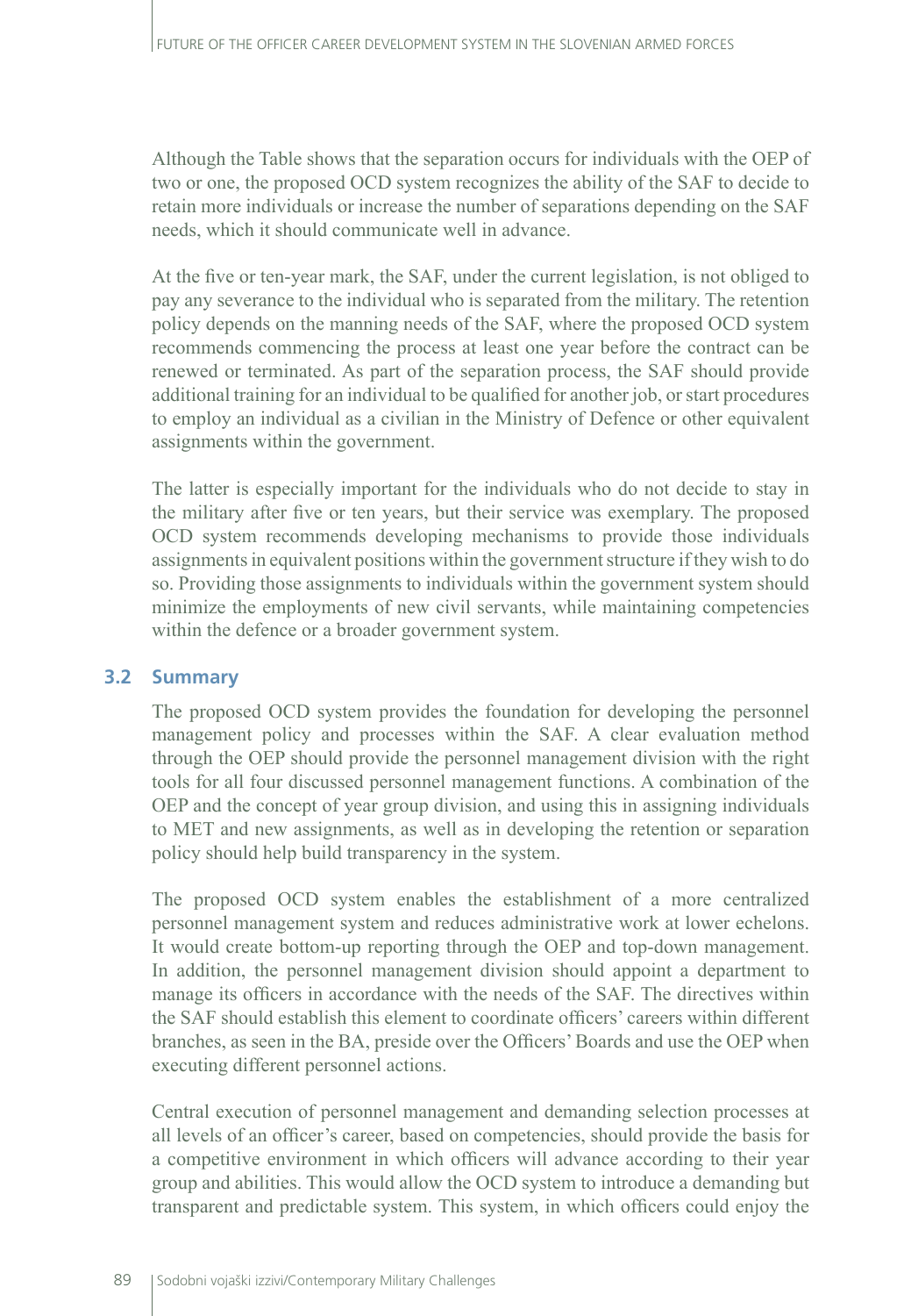Although the Table shows that the separation occurs for individuals with the OEP of two or one, the proposed OCD system recognizes the ability of the SAF to decide to retain more individuals or increase the number of separations depending on the SAF needs, which it should communicate well in advance.

At the five or ten-year mark, the SAF, under the current legislation, is not obliged to pay any severance to the individual who is separated from the military. The retention policy depends on the manning needs of the SAF, where the proposed OCD system recommends commencing the process at least one year before the contract can be renewed or terminated. As part of the separation process, the SAF should provide additional training for an individual to be qualified for another job, or start procedures to employ an individual as a civilian in the Ministry of Defence or other equivalent assignments within the government.

The latter is especially important for the individuals who do not decide to stay in the military after five or ten years, but their service was exemplary. The proposed OCD system recommends developing mechanisms to provide those individuals assignments in equivalent positions within the government structure if they wish to do so. Providing those assignments to individuals within the government system should minimize the employments of new civil servants, while maintaining competencies within the defence or a broader government system.

## 3.2 Summary

The proposed OCD system provides the foundation for developing the personnel management policy and processes within the SAF. A clear evaluation method through the OEP should provide the personnel management division with the right tools for all four discussed personnel management functions. A combination of the OEP and the concept of year group division, and using this in assigning individuals to MET and new assignments, as well as in developing the retention or separation policy should help build transparency in the system.

The proposed OCD system enables the establishment of a more centralized personnel management system and reduces administrative work at lower echelons. It would create bottom-up reporting through the OEP and top-down management. In addition, the personnel management division should appoint a department to manage its officers in accordance with the needs of the SAF. The directives within the SAF should establish this element to coordinate officers' careers within different branches, as seen in the BA, preside over the Officers' Boards and use the OEP when executing different personnel actions.

Central execution of personnel management and demanding selection processes at all levels of an officer's career, based on competencies, should provide the basis for a competitive environment in which officers will advance according to their year group and abilities. This would allow the OCD system to introduce a demanding but transparent and predictable system. This system, in which officers could enjoy the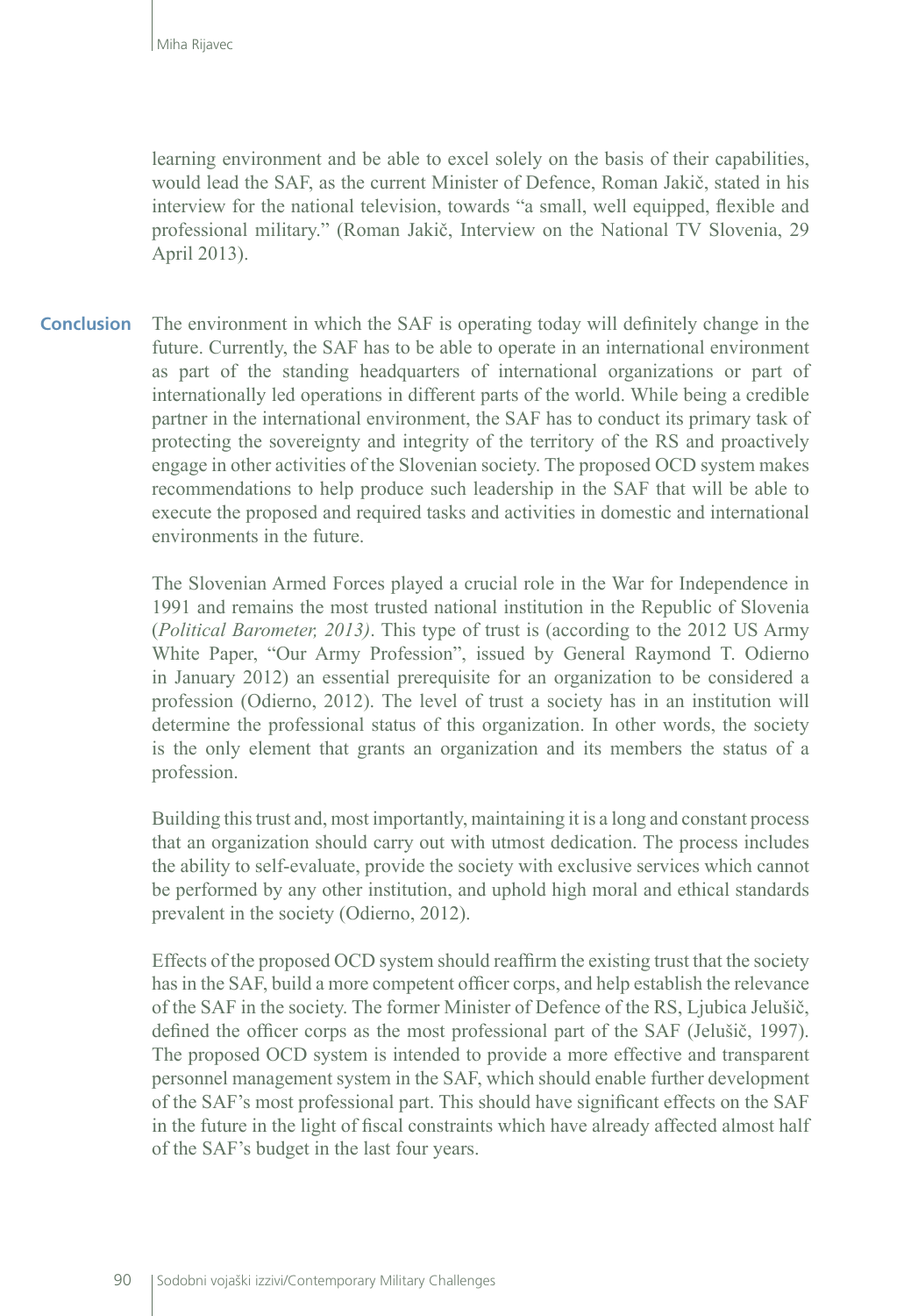learning environment and be able to excel solely on the basis of their capabilities, would lead the SAF, as the current Minister of Defence, Roman Jakič, stated in his interview for the national television, towards "a small, well equipped, flexible and professional military." (Roman Jakič, Interview on the National TV Slovenia, 29 April 2013).

## Conclusion

The environment in which the SAF is operating today will definitely change in the future. Currently, the SAF has to be able to operate in an international environment as part of the standing headquarters of international organizations or part of internationally led operations in different parts of the world. While being a credible partner in the international environment, the SAF has to conduct its primary task of protecting the sovereignty and integrity of the territory of the RS and proactively engage in other activities of the Slovenian society. The proposed OCD system makes recommendations to help produce such leadership in the SAF that will be able to execute the proposed and required tasks and activities in domestic and international environments in the future.

The Slovenian Armed Forces played a crucial role in the War for Independence in 1991 and remains the most trusted national institution in the Republic of Slovenia (*Political Barometer, 2013)*. This type of trust is (according to the 2012 US Army White Paper, "Our Army Profession", issued by General Raymond T. Odierno in January 2012) an essential prerequisite for an organization to be considered a profession (Odierno, 2012). The level of trust a society has in an institution will determine the professional status of this organization. In other words, the society is the only element that grants an organization and its members the status of a profession.

Building this trust and, most importantly, maintaining it is a long and constant process that an organization should carry out with utmost dedication. The process includes the ability to self-evaluate, provide the society with exclusive services which cannot be performed by any other institution, and uphold high moral and ethical standards prevalent in the society (Odierno, 2012).

Effects of the proposed OCD system should reaffirm the existing trust that the society has in the SAF, build a more competent officer corps, and help establish the relevance of the SAF in the society. The former Minister of Defence of the RS, Ljubica Jelušič, defined the officer corps as the most professional part of the SAF (Jelušič, 1997). The proposed OCD system is intended to provide a more effective and transparent personnel management system in the SAF, which should enable further development of the SAF's most professional part. This should have significant effects on the SAF in the future in the light of fiscal constraints which have already affected almost half of the SAF's budget in the last four years.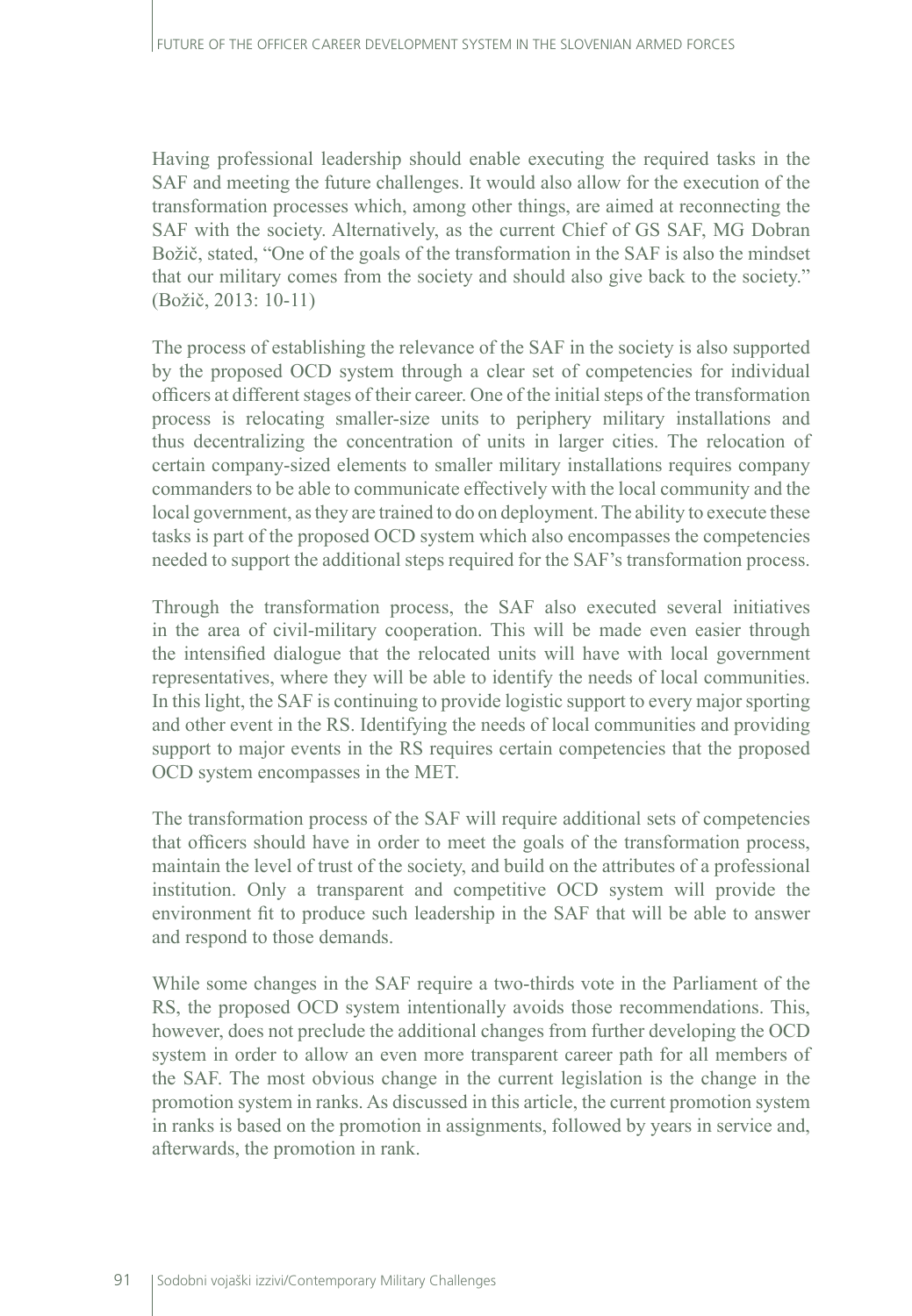Having professional leadership should enable executing the required tasks in the SAF and meeting the future challenges. It would also allow for the execution of the transformation processes which, among other things, are aimed at reconnecting the SAF with the society. Alternatively, as the current Chief of GS SAF, MG Dobran Božič, stated, "One of the goals of the transformation in the SAF is also the mindset that our military comes from the society and should also give back to the society." (Božič, 2013: 10-11)

The process of establishing the relevance of the SAF in the society is also supported by the proposed OCD system through a clear set of competencies for individual officers at different stages of their career. One of the initial steps of the transformation process is relocating smaller-size units to periphery military installations and thus decentralizing the concentration of units in larger cities. The relocation of certain company-sized elements to smaller military installations requires company commanders to be able to communicate effectively with the local community and the local government, as they are trained to do on deployment. The ability to execute these tasks is part of the proposed OCD system which also encompasses the competencies needed to support the additional steps required for the SAF's transformation process.

Through the transformation process, the SAF also executed several initiatives in the area of civil-military cooperation. This will be made even easier through the intensified dialogue that the relocated units will have with local government representatives, where they will be able to identify the needs of local communities. In this light, the SAF is continuing to provide logistic support to every major sporting and other event in the RS. Identifying the needs of local communities and providing support to major events in the RS requires certain competencies that the proposed OCD system encompasses in the MET.

The transformation process of the SAF will require additional sets of competencies that officers should have in order to meet the goals of the transformation process, maintain the level of trust of the society, and build on the attributes of a professional institution. Only a transparent and competitive OCD system will provide the environment fit to produce such leadership in the SAF that will be able to answer and respond to those demands.

While some changes in the SAF require a two-thirds vote in the Parliament of the RS, the proposed OCD system intentionally avoids those recommendations. This, however, does not preclude the additional changes from further developing the OCD system in order to allow an even more transparent career path for all members of the SAF. The most obvious change in the current legislation is the change in the promotion system in ranks. As discussed in this article, the current promotion system in ranks is based on the promotion in assignments, followed by years in service and, afterwards, the promotion in rank.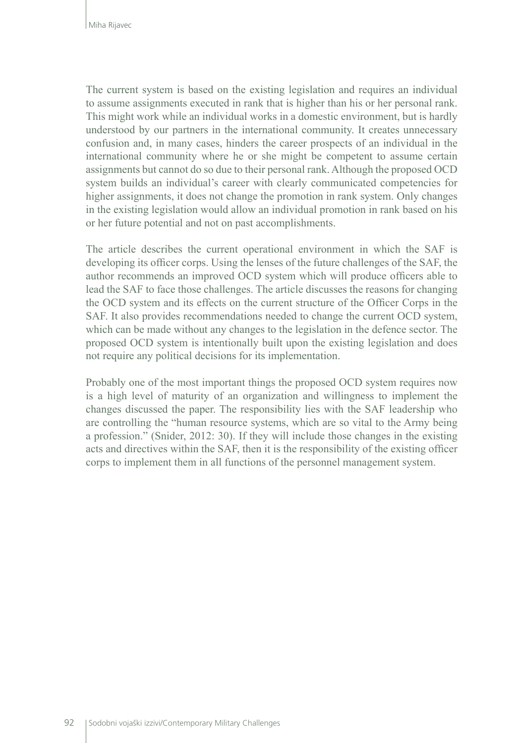The current system is based on the existing legislation and requires an individual to assume assignments executed in rank that is higher than his or her personal rank. This might work while an individual works in a domestic environment, but is hardly understood by our partners in the international community. It creates unnecessary confusion and, in many cases, hinders the career prospects of an individual in the international community where he or she might be competent to assume certain assignments but cannot do so due to their personal rank. Although the proposed OCD system builds an individual's career with clearly communicated competencies for higher assignments, it does not change the promotion in rank system. Only changes in the existing legislation would allow an individual promotion in rank based on his or her future potential and not on past accomplishments.

The article describes the current operational environment in which the SAF is developing its officer corps. Using the lenses of the future challenges of the SAF, the author recommends an improved OCD system which will produce officers able to lead the SAF to face those challenges. The article discusses the reasons for changing the OCD system and its effects on the current structure of the Officer Corps in the SAF. It also provides recommendations needed to change the current OCD system, which can be made without any changes to the legislation in the defence sector. The proposed OCD system is intentionally built upon the existing legislation and does not require any political decisions for its implementation.

Probably one of the most important things the proposed OCD system requires now is a high level of maturity of an organization and willingness to implement the changes discussed the paper. The responsibility lies with the SAF leadership who are controlling the "human resource systems, which are so vital to the Army being a profession." (Snider, 2012: 30). If they will include those changes in the existing acts and directives within the SAF, then it is the responsibility of the existing officer corps to implement them in all functions of the personnel management system.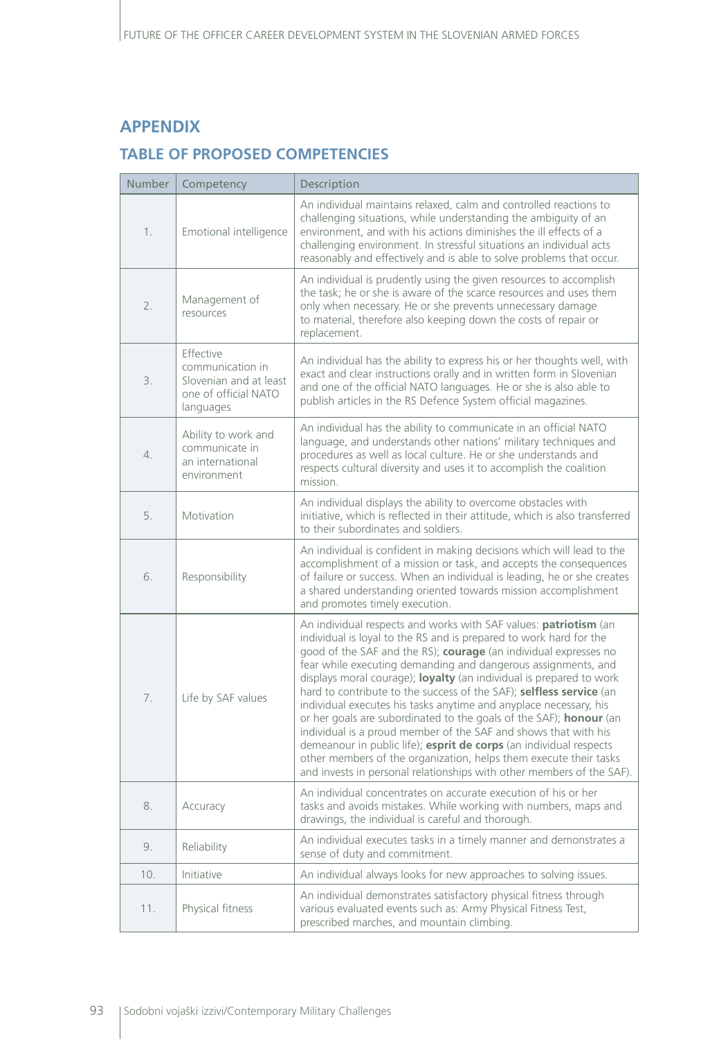## APPENDIX

### TABLE OF PROPOSED COMPETENCIES

| Number | Competency | Description |
|---|---|---|
| 1. | Emotional intelligence | An individual maintains relaxed, calm and controlled reactions to challenging situations, while understanding the ambiguity of an environment, and with his actions diminishes the ill effects of a challenging environment. In stressful situations an individual acts reasonably and effectively and is able to solve problems that occur. |
| 2. | Management of resources | An individual is prudently using the given resources to accomplish the task; he or she is aware of the scarce resources and uses them only when necessary. He or she prevents unnecessary damage to material, therefore also keeping down the costs of repair or replacement. |
| 3. | Effective communication in Slovenian and at least one of official NATO languages | An individual has the ability to express his or her thoughts well, with exact and clear instructions orally and in written form in Slovenian and one of the official NATO languages. He or she is also able to publish articles in the RS Defence System official magazines. |
| 4. | Ability to work and communicate in an international environment | An individual has the ability to communicate in an official NATO language, and understands other nations' military techniques and procedures as well as local culture. He or she understands and respects cultural diversity and uses it to accomplish the coalition mission. |
| 5. | Motivation | An individual displays the ability to overcome obstacles with initiative, which is reflected in their attitude, which is also transferred to their subordinates and soldiers. |
| 6. | Responsibility | An individual is confident in making decisions which will lead to the accomplishment of a mission or task, and accepts the consequences of failure or success. When an individual is leading, he or she creates a shared understanding oriented towards mission accomplishment and promotes timely execution. |
| 7. | Life by SAF values | An individual respects and works with SAF values: **patriotism** (an individual is loyal to the RS and is prepared to work hard for the good of the SAF and the RS); **courage** (an individual expresses no fear while executing demanding and dangerous assignments, and displays moral courage); **loyalty** (an individual is prepared to work hard to contribute to the success of the SAF); **selfless service** (an individual executes his tasks anytime and anyplace necessary, his or her goals are subordinated to the goals of the SAF); **honour** (an individual is a proud member of the SAF and shows that with his demeanour in public life); **esprit de corps** (an individual respects other members of the organization, helps them execute their tasks and invests in personal relationships with other members of the SAF). |
| 8. | Accuracy | An individual concentrates on accurate execution of his or her tasks and avoids mistakes. While working with numbers, maps and drawings, the individual is careful and thorough. |
| 9. | Reliability | An individual executes tasks in a timely manner and demonstrates a sense of duty and commitment. |
| 10. | Initiative | An individual always looks for new approaches to solving issues. |
| 11. | Physical fitness | An individual demonstrates satisfactory physical fitness through various evaluated events such as: Army Physical Fitness Test, prescribed marches, and mountain climbing. |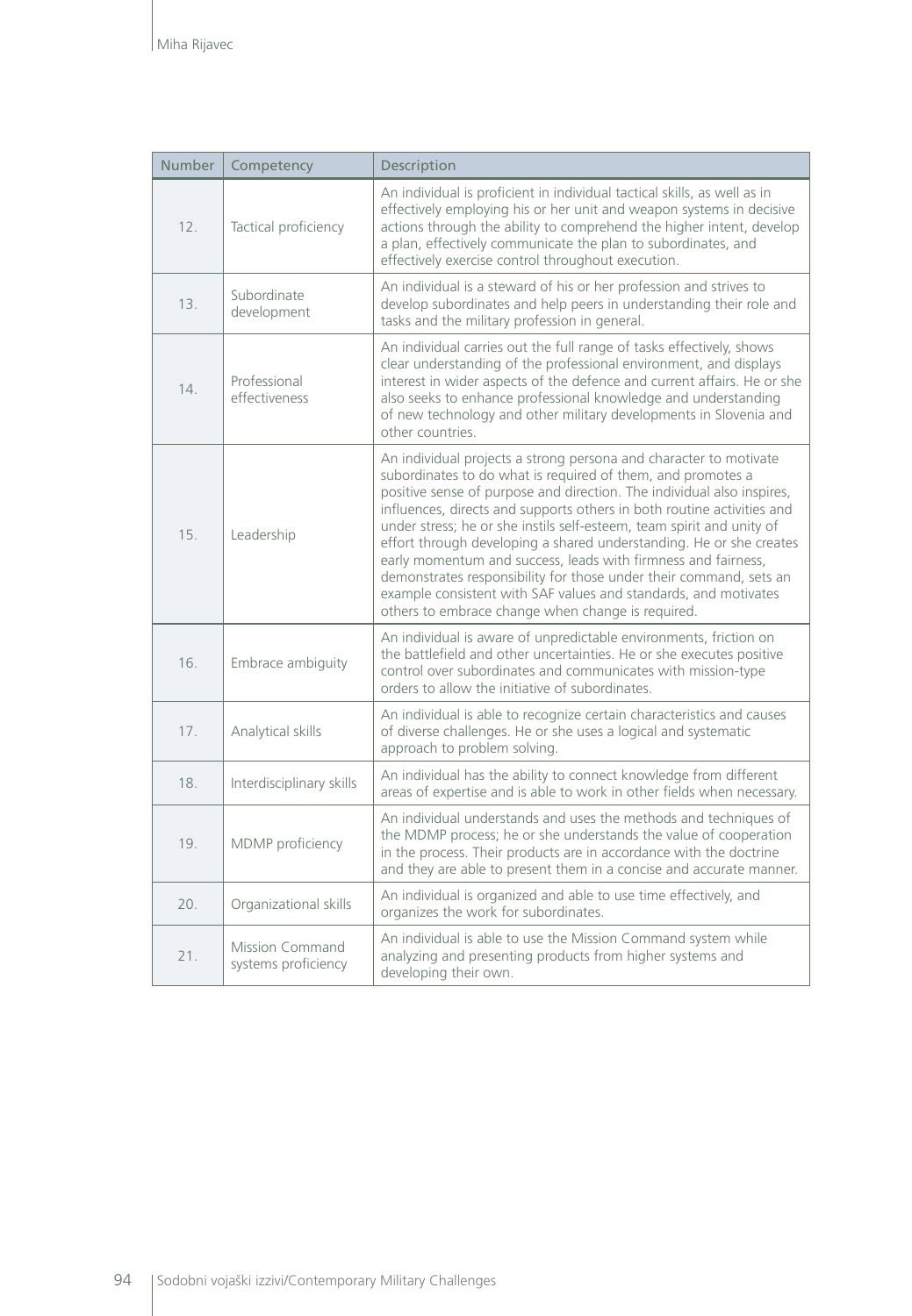| Number | Competency | Description |
|---|---|---|
| 12. | Tactical proficiency | An individual is proficient in individual tactical skills, as well as in effectively employing his or her unit and weapon systems in decisive actions through the ability to comprehend the higher intent, develop a plan, effectively communicate the plan to subordinates, and effectively exercise control throughout execution. |
| 13. | Subordinate development | An individual is a steward of his or her profession and strives to develop subordinates and help peers in understanding their role and tasks and the military profession in general. |
| 14. | Professional effectiveness | An individual carries out the full range of tasks effectively, shows clear understanding of the professional environment, and displays interest in wider aspects of the defence and current affairs. He or she also seeks to enhance professional knowledge and understanding of new technology and other military developments in Slovenia and other countries. |
| 15. | Leadership | An individual projects a strong persona and character to motivate subordinates to do what is required of them, and promotes a positive sense of purpose and direction. The individual also inspires, influences, directs and supports others in both routine activities and under stress; he or she instils self-esteem, team spirit and unity of effort through developing a shared understanding. He or she creates early momentum and success, leads with firmness and fairness, demonstrates responsibility for those under their command, sets an example consistent with SAF values and standards, and motivates others to embrace change when change is required. |
| 16. | Embrace ambiguity | An individual is aware of unpredictable environments, friction on the battlefield and other uncertainties. He or she executes positive control over subordinates and communicates with mission-type orders to allow the initiative of subordinates. |
| 17. | Analytical skills | An individual is able to recognize certain characteristics and causes of diverse challenges. He or she uses a logical and systematic approach to problem solving. |
| 18. | Interdisciplinary skills | An individual has the ability to connect knowledge from different areas of expertise and is able to work in other fields when necessary. |
| 19. | MDMP proficiency | An individual understands and uses the methods and techniques of the MDMP process; he or she understands the value of cooperation in the process. Their products are in accordance with the doctrine and they are able to present them in a concise and accurate manner. |
| 20. | Organizational skills | An individual is organized and able to use time effectively, and organizes the work for subordinates. |
| 21. | Mission Command systems proficiency | An individual is able to use the Mission Command system while analyzing and presenting products from higher systems and developing their own. |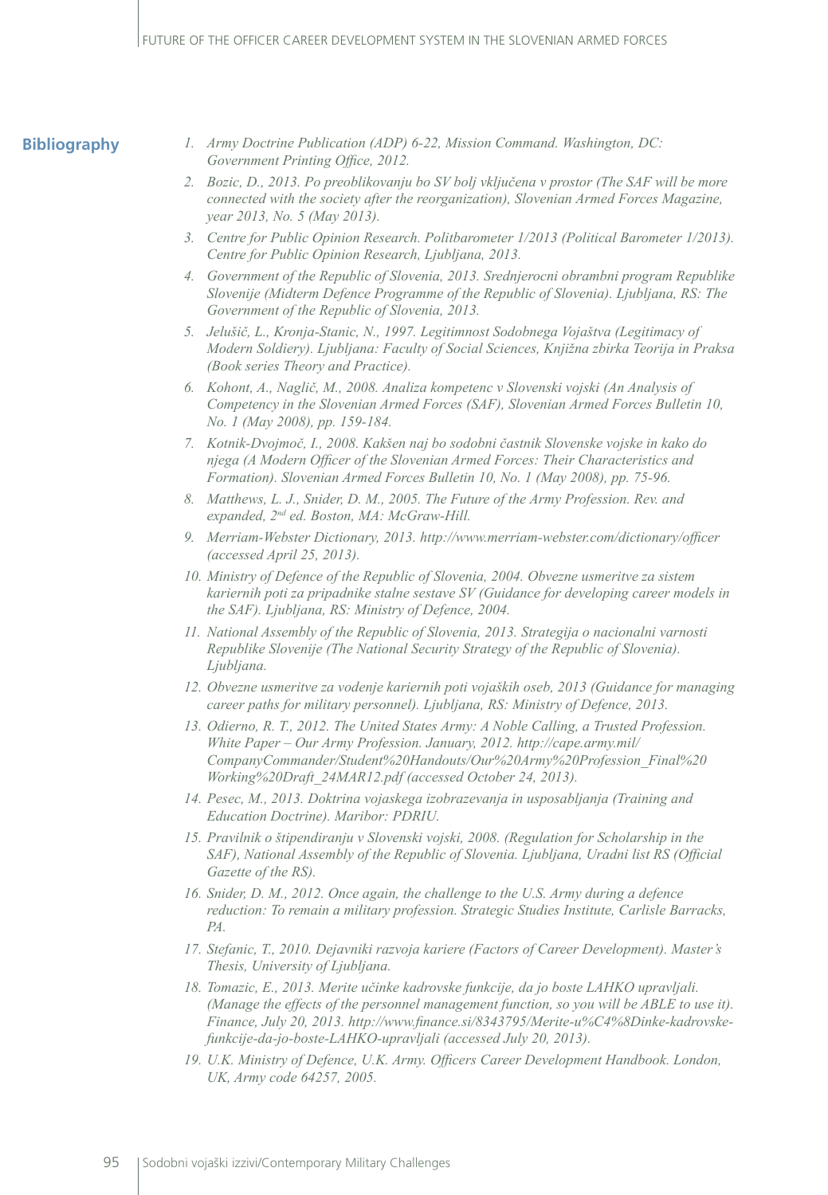## Bibliography

1. *Army Doctrine Publication (ADP) 6-22, Mission Command. Washington, DC: Government Printing Office, 2012.*
2. *Bozic, D., 2013. Po preoblikovanju bo SV bolj vključena v prostor (The SAF will be more connected with the society after the reorganization), Slovenian Armed Forces Magazine, year 2013, No. 5 (May 2013).*
3. *Centre for Public Opinion Research. Politbarometer 1/2013 (Political Barometer 1/2013). Centre for Public Opinion Research, Ljubljana, 2013.*
4. *Government of the Republic of Slovenia, 2013. Srednjerocni obrambni program Republike Slovenije (Midterm Defence Programme of the Republic of Slovenia). Ljubljana, RS: The Government of the Republic of Slovenia, 2013.*
5. *Jelušič, L., Kronja-Stanic, N., 1997. Legitimnost Sodobnega Vojaštva (Legitimacy of Modern Soldiery). Ljubljana: Faculty of Social Sciences, Knjižna zbirka Teorija in Praksa (Book series Theory and Practice).*
6. *Kohont, A., Naglič, M., 2008. Analiza kompetenc v Slovenski vojski (An Analysis of Competency in the Slovenian Armed Forces (SAF), Slovenian Armed Forces Bulletin 10, No. 1 (May 2008), pp. 159-184.*
7. *Kotnik-Dvojmoč, I., 2008. Kakšen naj bo sodobni častnik Slovenske vojske in kako do njega (A Modern Officer of the Slovenian Armed Forces: Their Characteristics and Formation). Slovenian Armed Forces Bulletin 10, No. 1 (May 2008), pp. 75-96.*
8. *Matthews, L. J., Snider, D. M., 2005. The Future of the Army Profession. Rev. and expanded, 2nd ed. Boston, MA: McGraw-Hill.*
9. *Merriam-Webster Dictionary, 2013. http://www.merriam-webster.com/dictionary/officer (accessed April 25, 2013).*
10. *Ministry of Defence of the Republic of Slovenia, 2004. Obvezne usmeritve za sistem kariernih poti za pripadnike stalne sestave SV (Guidance for developing career models in the SAF). Ljubljana, RS: Ministry of Defence, 2004.*
11. *National Assembly of the Republic of Slovenia, 2013. Strategija o nacionalni varnosti Republike Slovenije (The National Security Strategy of the Republic of Slovenia). Ljubljana.*
12. *Obvezne usmeritve za vodenje kariernih poti vojaških oseb, 2013 (Guidance for managing career paths for military personnel). Ljubljana, RS: Ministry of Defence, 2013.*
13. *Odierno, R. T., 2012. The United States Army: A Noble Calling, a Trusted Profession. White Paper – Our Army Profession. January, 2012. http://cape.army.mil/CompanyCommander/Student%20Handouts/Our%20Army%20Profession_Final%20Working%20Draft_24MAR12.pdf (accessed October 24, 2013).*
14. *Pesec, M., 2013. Doktrina vojaskega izobrazevanja in usposabljanja (Training and Education Doctrine). Maribor: PDRIU.*
15. *Pravilnik o štipendiranju v Slovenski vojski, 2008. (Regulation for Scholarship in the SAF), National Assembly of the Republic of Slovenia. Ljubljana, Uradni list RS (Official Gazette of the RS).*
16. *Snider, D. M., 2012. Once again, the challenge to the U.S. Army during a defence reduction: To remain a military profession. Strategic Studies Institute, Carlisle Barracks, PA.*
17. *Stefanic, T., 2010. Dejavniki razvoja kariere (Factors of Career Development). Master's Thesis, University of Ljubljana.*
18. *Tomazic, E., 2013. Merite učinke kadrovske funkcije, da jo boste LAHKO upravljali. (Manage the effects of the personnel management function, so you will be ABLE to use it). Finance, July 20, 2013. http://www.finance.si/8343795/Merite-u%C4%8Dinke-kadrovske-funkcije-da-jo-boste-LAHKO-upravljali (accessed July 20, 2013).*
19. *U.K. Ministry of Defence, U.K. Army. Officers Career Development Handbook. London, UK, Army code 64257, 2005.*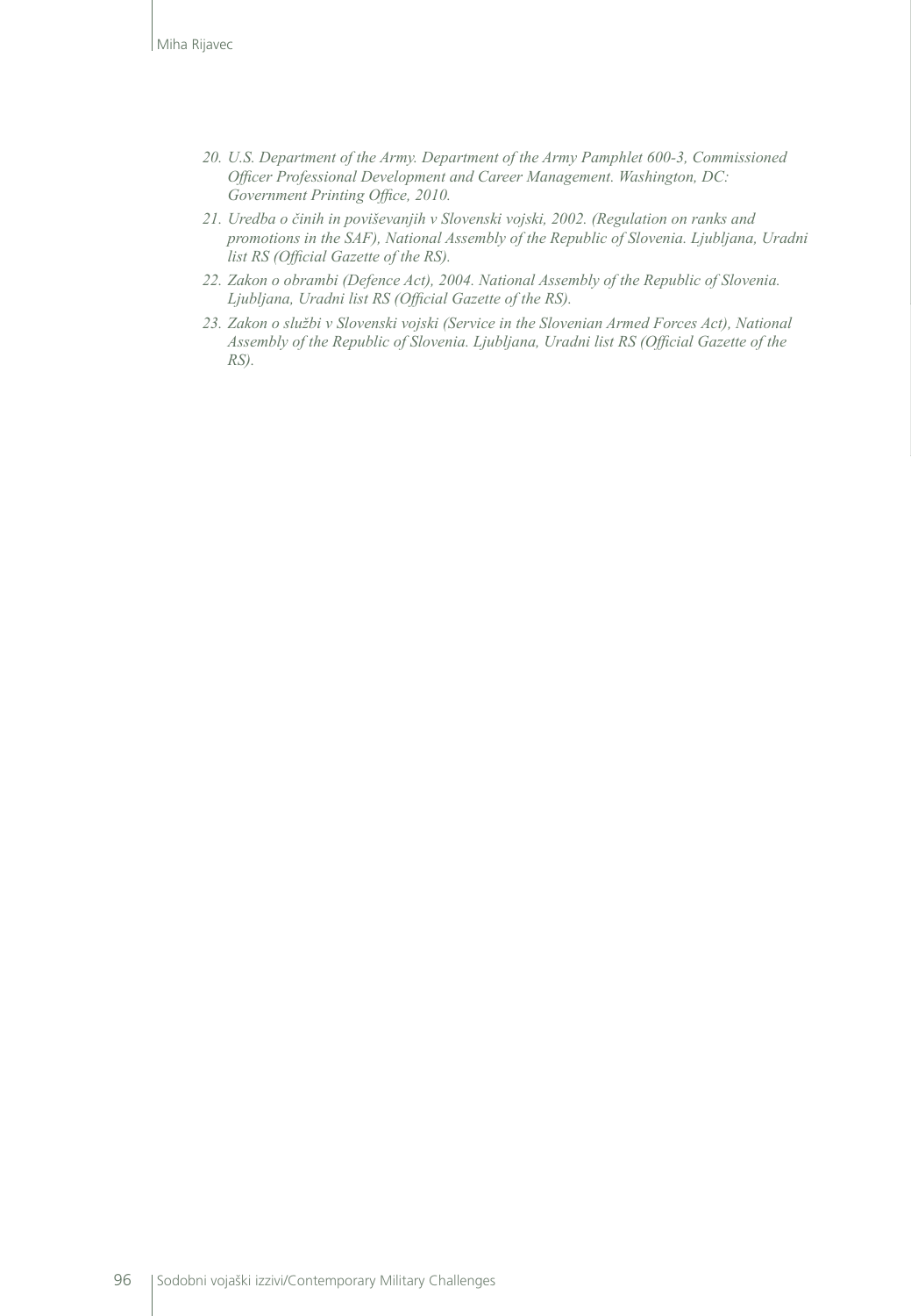20. *U.S. Department of the Army. Department of the Army Pamphlet 600-3, Commissioned Officer Professional Development and Career Management. Washington, DC: Government Printing Office, 2010.*
21. *Uredba o činih in poviševanjih v Slovenski vojski, 2002. (Regulation on ranks and promotions in the SAF), National Assembly of the Republic of Slovenia. Ljubljana, Uradni list RS (Official Gazette of the RS).*
22. *Zakon o obrambi (Defence Act), 2004. National Assembly of the Republic of Slovenia. Ljubljana, Uradni list RS (Official Gazette of the RS).*
23. *Zakon o službi v Slovenski vojski (Service in the Slovenian Armed Forces Act), National Assembly of the Republic of Slovenia. Ljubljana, Uradni list RS (Official Gazette of the RS).*